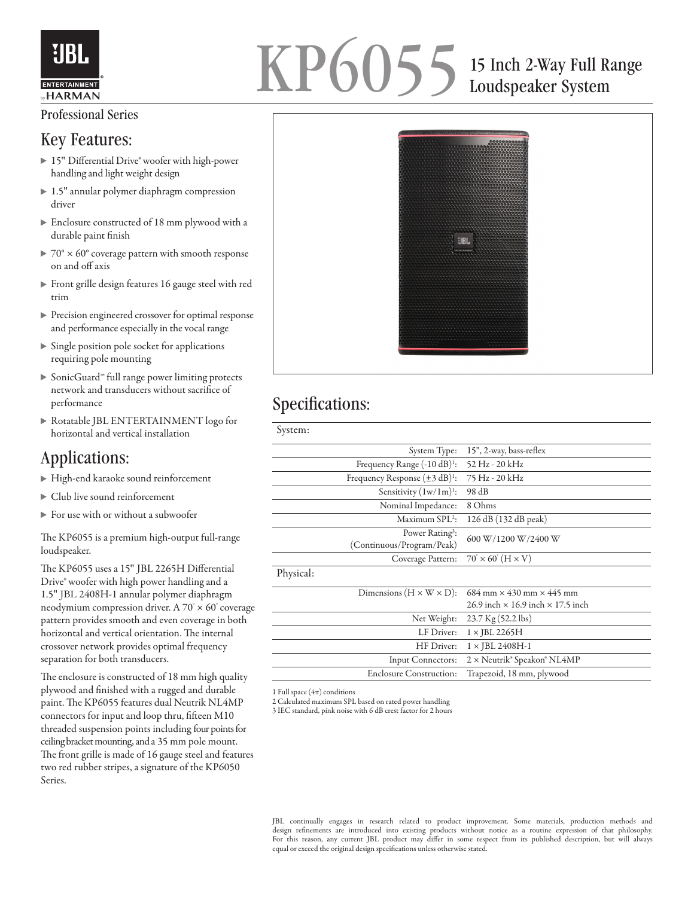# KP6055 15 Inch 2-Way Full Range Loudspeaker System

Professional Series

## Key Features:

- 15" Differential Drive® woofer with high-power handling and light weight design
- 1.5" annular polymer diaphragm compression driver
- Enclosure constructed of 18 mm plywood with a durable paint finish
- 70° × 60° coverage pattern with smooth response on and off axis
- Front grille design features 16 gauge steel with red trim
- Precision engineered crossover for optimal response and performance especially in the vocal range
- Single position pole socket for applications requiring pole mounting
- SonicGuard™ full range power limiting protects network and transducers without sacrifice of performance
- Rotatable JBL ENTERTAINMENT logo for horizontal and vertical installation

## Applications:

- High-end karaoke sound reinforcement
- Club live sound reinforcement
- For use with or without a subwoofer

The KP6055 is a premium high-output full-range loudspeaker.

The KP6055 uses a 15" JBL 2265H Differential Drive® woofer with high power handling and a 1.5" JBL 2408H-1 annular polymer diaphragm neodymium compression driver. A 70° × 60° coverage pattern provides smooth and even coverage in both horizontal and vertical orientation. The internal crossover network provides optimal frequency separation for both transducers.

The enclosure is constructed of 18 mm high quality plywood and finished with a rugged and durable paint. The KP6055 features dual Neutrik NL4MP connectors for input and loop thru, fifteen M10 threaded suspension points including four points for ceiling bracket mounting, and a 35 mm pole mount. The front grille is made of 16 gauge steel and features two red rubber stripes, a signature of the KP6050 Series.

## Specifications:

| System: | |
|---|---|
| System Type: | 15", 2-way, bass-reflex |
| Frequency Range (-10 dB)[1]: | 52 Hz - 20 kHz |
| Frequency Response (±3 dB)[1]: | 75 Hz - 20 kHz |
| Sensitivity (1w/1m)[1]: | 98 dB |
| Nominal Impedance: | 8 Ohms |
| Maximum SPL[2]: | 126 dB (132 dB peak) |
| Power Rating[3]: (Continuous/Program/Peak) | 600 W/1200 W/2400 W |
| Coverage Pattern: | 70° × 60° (H × V) |
| **Physical:** | |
| Dimensions (H × W × D): | 684 mm × 430 mm × 445 mm<br>26.9 inch × 16.9 inch × 17.5 inch |
| Net Weight: | 23.7 Kg (52.2 lbs) |
| LF Driver: | 1 × JBL 2265H |
| HF Driver: | 1 × JBL 2408H-1 |
| Input Connectors: | 2 × Neutrik® Speakon® NL4MP |
| Enclosure Construction: | Trapezoid, 18 mm, plywood |

1 Full space (4π) conditions
2 Calculated maximum SPL based on rated power handling
3 IEC standard, pink noise with 6 dB crest factor for 2 hours

JBL continually engages in research related to product improvement. Some materials, production methods and design refinements are introduced into existing products without notice as a routine expression of that philosophy. For this reason, any current JBL product may differ in some respect from its published description, but will always equal or exceed the original design specifications unless otherwise stated.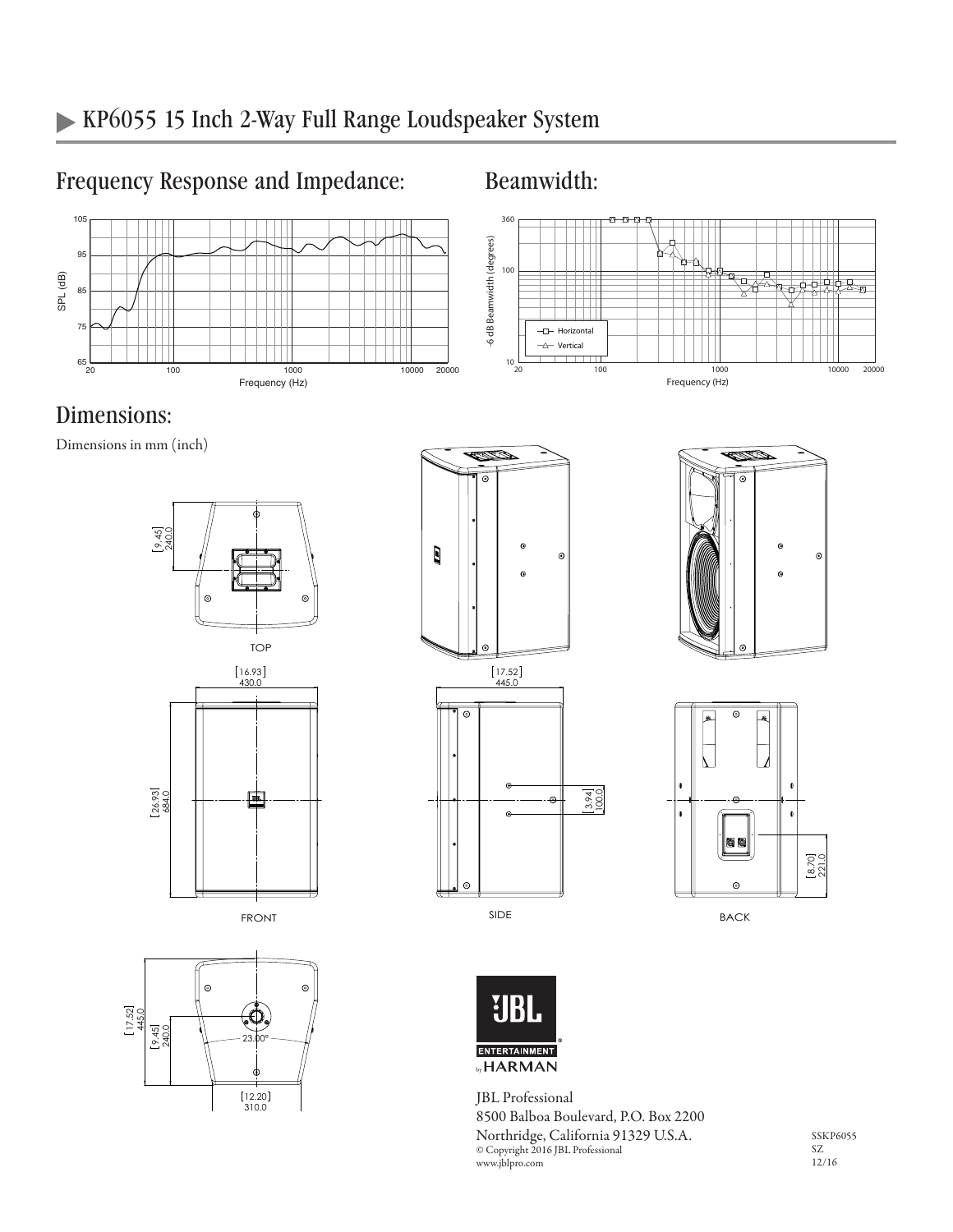# KP6055 15 Inch 2-Way Full Range Loudspeaker System

## Frequency Response and Impedance:

SPL (dB)

105
95
85
75
65

20 100 1000 10000 20000

Frequency (Hz)

## Beamwidth:

-6 dB Beamwidth (degrees)

360
100
10

20 100 1000 10000 20000

Frequency (Hz)

Horizontal
Vertical

## Dimensions:

Dimensions in mm (inch)

[9.45]
240.0

TOP

[16.93]
430.0

[26.93]
684.0

FRONT

[17.52]
445.0

[3.94]
100.0

SIDE

[8.70]
221.0

BACK

[17.52]
445.0

[9.45]
240.0

23.00°

[12.20]
310.0

JBL Professional
8500 Balboa Boulevard, P.O. Box 2200
Northridge, California 91329 U.S.A.
© Copyright 2016 JBL Professional
www.jblpro.com

SSKP6055
SZ
12/16